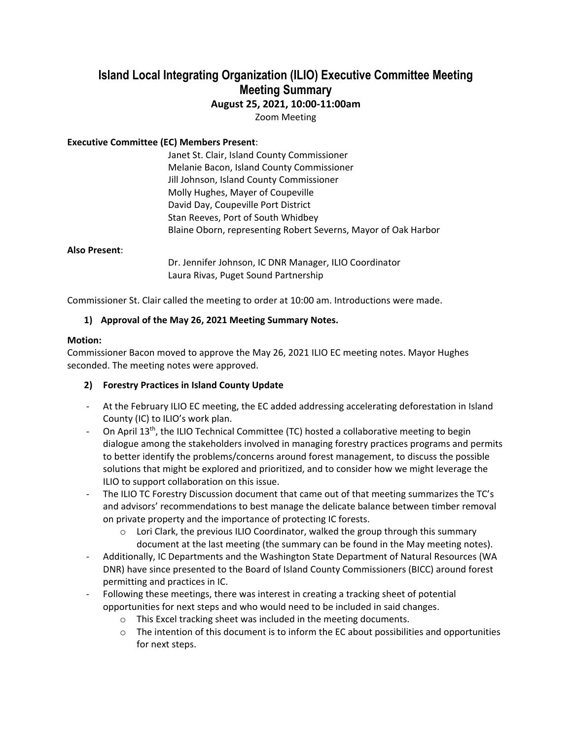# Island Local Integrating Organization (ILIO) Executive Committee Meeting
## Meeting Summary
### August 25, 2021, 10:00-11:00am

Zoom Meeting

**Executive Committee (EC) Members Present**:

Janet St. Clair, Island County Commissioner
Melanie Bacon, Island County Commissioner
Jill Johnson, Island County Commissioner
Molly Hughes, Mayer of Coupeville
David Day, Coupeville Port District
Stan Reeves, Port of South Whidbey
Blaine Oborn, representing Robert Severns, Mayor of Oak Harbor

**Also Present**:

Dr. Jennifer Johnson, IC DNR Manager, ILIO Coordinator
Laura Rivas, Puget Sound Partnership

Commissioner St. Clair called the meeting to order at 10:00 am. Introductions were made.

**1) Approval of the May 26, 2021 Meeting Summary Notes.**

**Motion:**
Commissioner Bacon moved to approve the May 26, 2021 ILIO EC meeting notes. Mayor Hughes seconded. The meeting notes were approved.

**2) Forestry Practices in Island County Update**

- At the February ILIO EC meeting, the EC added addressing accelerating deforestation in Island County (IC) to ILIO's work plan.
- On April 13th, the ILIO Technical Committee (TC) hosted a collaborative meeting to begin dialogue among the stakeholders involved in managing forestry practices programs and permits to better identify the problems/concerns around forest management, to discuss the possible solutions that might be explored and prioritized, and to consider how we might leverage the ILIO to support collaboration on this issue.
- The ILIO TC Forestry Discussion document that came out of that meeting summarizes the TC's and advisors' recommendations to best manage the delicate balance between timber removal on private property and the importance of protecting IC forests.
    - Lori Clark, the previous ILIO Coordinator, walked the group through this summary document at the last meeting (the summary can be found in the May meeting notes).
- Additionally, IC Departments and the Washington State Department of Natural Resources (WA DNR) have since presented to the Board of Island County Commissioners (BICC) around forest permitting and practices in IC.
- Following these meetings, there was interest in creating a tracking sheet of potential opportunities for next steps and who would need to be included in said changes.
    - This Excel tracking sheet was included in the meeting documents.
    - The intention of this document is to inform the EC about possibilities and opportunities for next steps.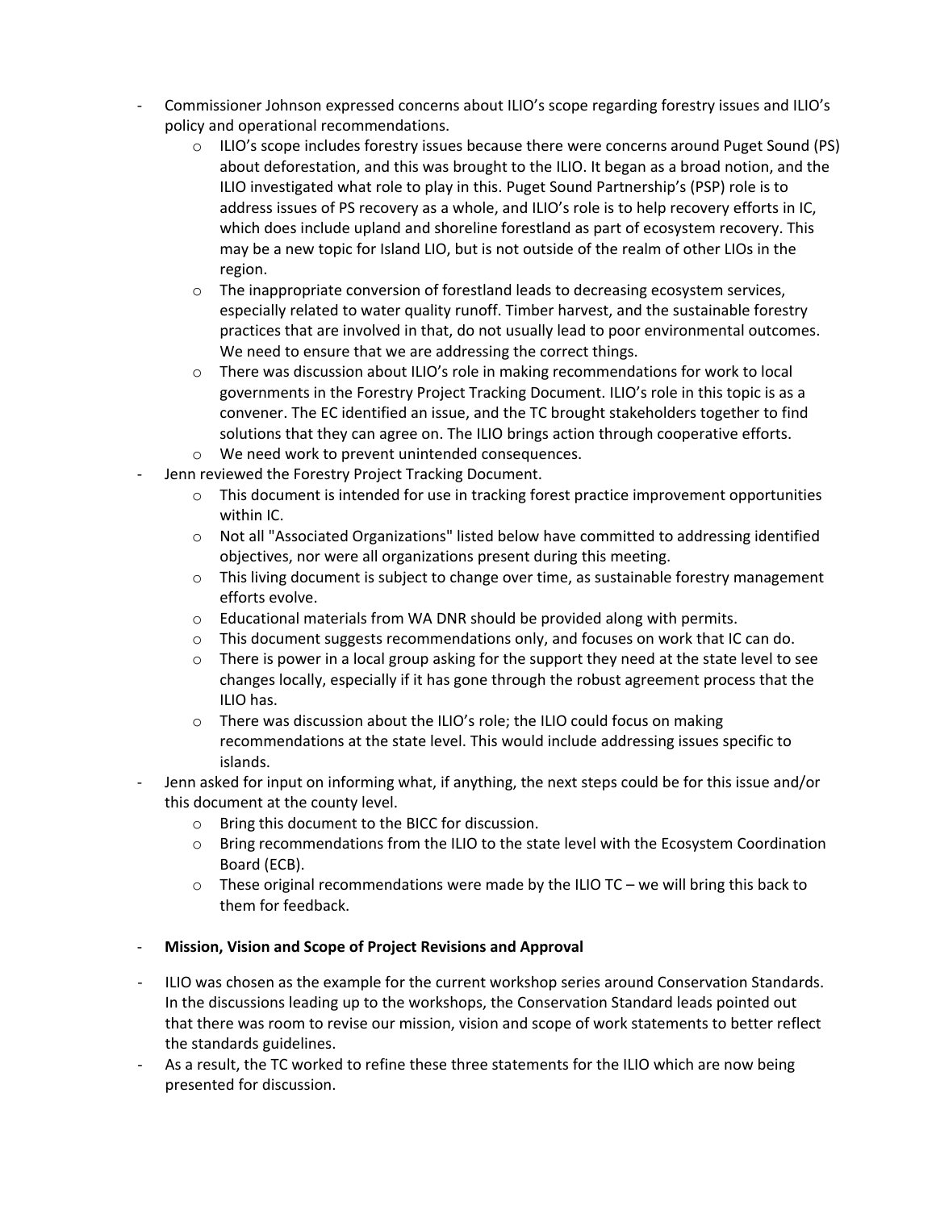- Commissioner Johnson expressed concerns about ILIO's scope regarding forestry issues and ILIO's policy and operational recommendations.
  - ILIO's scope includes forestry issues because there were concerns around Puget Sound (PS) about deforestation, and this was brought to the ILIO. It began as a broad notion, and the ILIO investigated what role to play in this. Puget Sound Partnership's (PSP) role is to address issues of PS recovery as a whole, and ILIO's role is to help recovery efforts in IC, which does include upland and shoreline forestland as part of ecosystem recovery. This may be a new topic for Island LIO, but is not outside of the realm of other LIOs in the region.
  - The inappropriate conversion of forestland leads to decreasing ecosystem services, especially related to water quality runoff. Timber harvest, and the sustainable forestry practices that are involved in that, do not usually lead to poor environmental outcomes. We need to ensure that we are addressing the correct things.
  - There was discussion about ILIO's role in making recommendations for work to local governments in the Forestry Project Tracking Document. ILIO's role in this topic is as a convener. The EC identified an issue, and the TC brought stakeholders together to find solutions that they can agree on. The ILIO brings action through cooperative efforts.
  - We need work to prevent unintended consequences.
- Jenn reviewed the Forestry Project Tracking Document.
  - This document is intended for use in tracking forest practice improvement opportunities within IC.
  - Not all "Associated Organizations" listed below have committed to addressing identified objectives, nor were all organizations present during this meeting.
  - This living document is subject to change over time, as sustainable forestry management efforts evolve.
  - Educational materials from WA DNR should be provided along with permits.
  - This document suggests recommendations only, and focuses on work that IC can do.
  - There is power in a local group asking for the support they need at the state level to see changes locally, especially if it has gone through the robust agreement process that the ILIO has.
  - There was discussion about the ILIO's role; the ILIO could focus on making recommendations at the state level. This would include addressing issues specific to islands.
- Jenn asked for input on informing what, if anything, the next steps could be for this issue and/or this document at the county level.
  - Bring this document to the BICC for discussion.
  - Bring recommendations from the ILIO to the state level with the Ecosystem Coordination Board (ECB).
  - These original recommendations were made by the ILIO TC – we will bring this back to them for feedback.

- **Mission, Vision and Scope of Project Revisions and Approval**

- ILIO was chosen as the example for the current workshop series around Conservation Standards. In the discussions leading up to the workshops, the Conservation Standard leads pointed out that there was room to revise our mission, vision and scope of work statements to better reflect the standards guidelines.
- As a result, the TC worked to refine these three statements for the ILIO which are now being presented for discussion.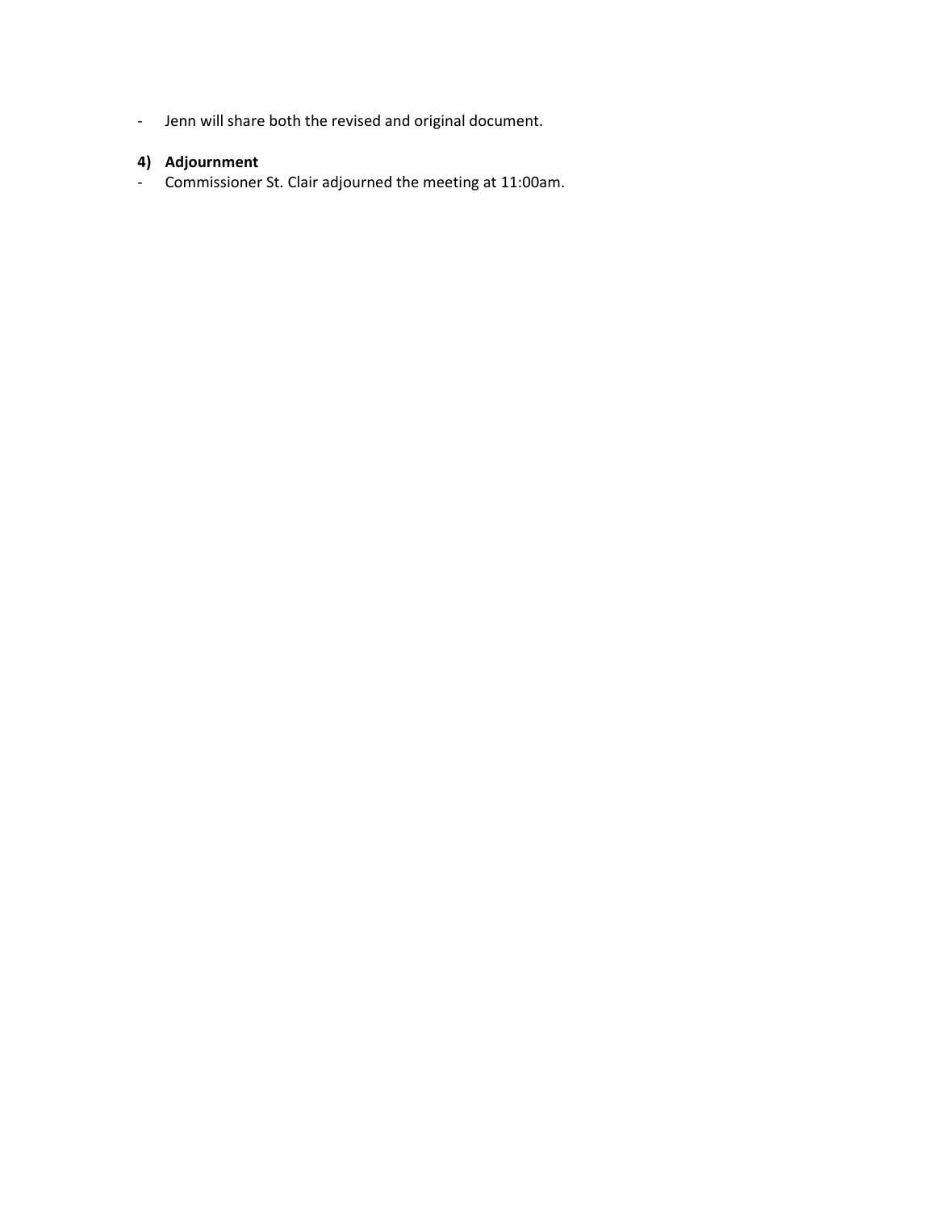- Jenn will share both the revised and original document.

**4) Adjournment**

- Commissioner St. Clair adjourned the meeting at 11:00am.